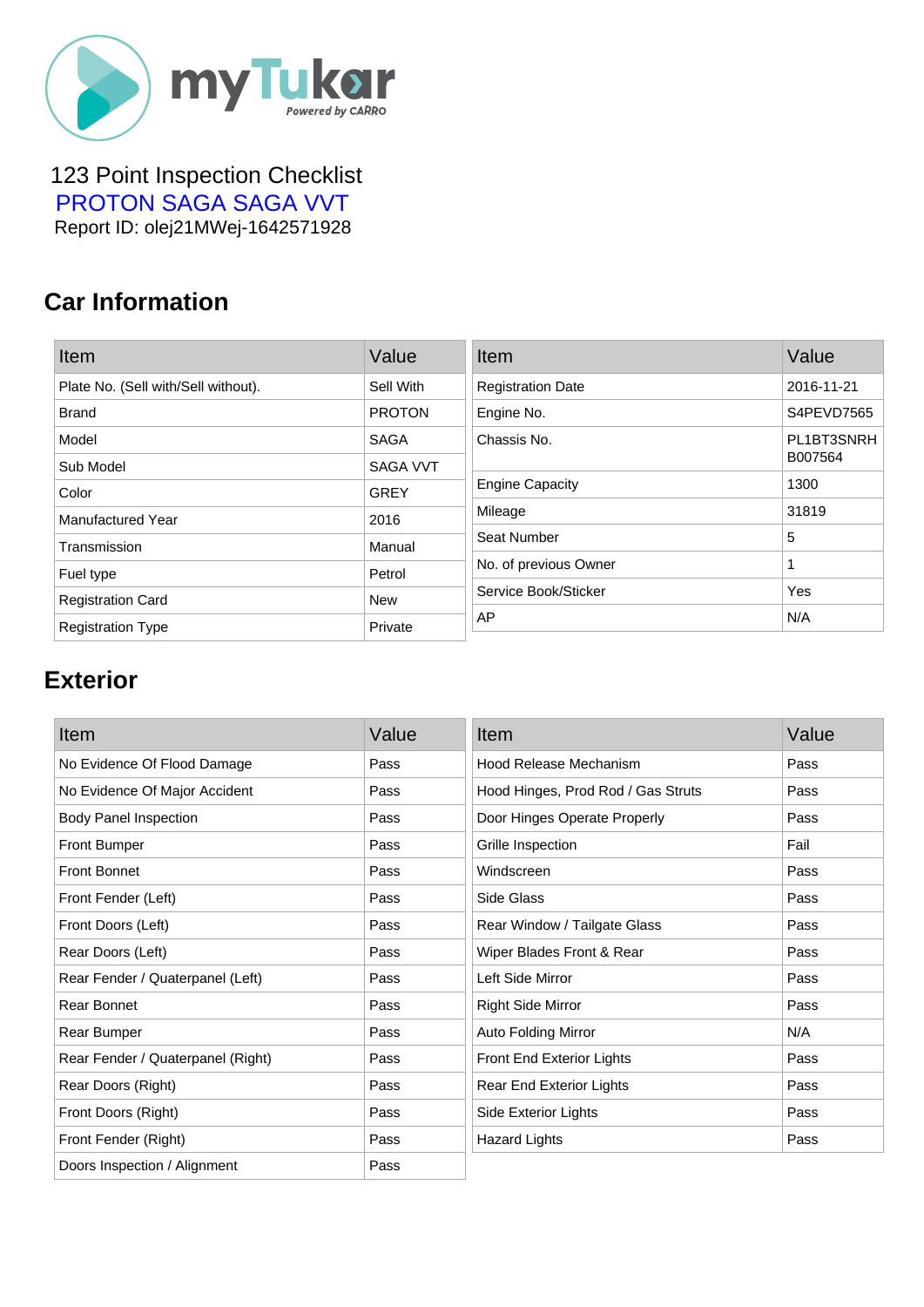123 Point Inspection Checklist

PROTON SAGA SAGA VVT

Report ID: olej21MWej-1642571928

## Car Information

| Item | Value |
|---|---|
| Plate No. (Sell with/Sell without). | Sell With |
| Brand | PROTON |
| Model | SAGA |
| Sub Model | SAGA VVT |
| Color | GREY |
| Manufactured Year | 2016 |
| Transmission | Manual |
| Fuel type | Petrol |
| Registration Card | New |
| Registration Type | Private |

| Item | Value |
|---|---|
| Registration Date | 2016-11-21 |
| Engine No. | S4PEVD7565 |
| Chassis No. | PL1BT3SNRH B007564 |
| Engine Capacity | 1300 |
| Mileage | 31819 |
| Seat Number | 5 |
| No. of previous Owner | 1 |
| Service Book/Sticker | Yes |
| AP | N/A |

## Exterior

| Item | Value |
|---|---|
| No Evidence Of Flood Damage | Pass |
| No Evidence Of Major Accident | Pass |
| Body Panel Inspection | Pass |
| Front Bumper | Pass |
| Front Bonnet | Pass |
| Front Fender (Left) | Pass |
| Front Doors (Left) | Pass |
| Rear Doors (Left) | Pass |
| Rear Fender / Quaterpanel (Left) | Pass |
| Rear Bonnet | Pass |
| Rear Bumper | Pass |
| Rear Fender / Quaterpanel (Right) | Pass |
| Rear Doors (Right) | Pass |
| Front Doors (Right) | Pass |
| Front Fender (Right) | Pass |
| Doors Inspection / Alignment | Pass |

| Item | Value |
|---|---|
| Hood Release Mechanism | Pass |
| Hood Hinges, Prod Rod / Gas Struts | Pass |
| Door Hinges Operate Properly | Pass |
| Grille Inspection | Fail |
| Windscreen | Pass |
| Side Glass | Pass |
| Rear Window / Tailgate Glass | Pass |
| Wiper Blades Front & Rear | Pass |
| Left Side Mirror | Pass |
| Right Side Mirror | Pass |
| Auto Folding Mirror | N/A |
| Front End Exterior Lights | Pass |
| Rear End Exterior Lights | Pass |
| Side Exterior Lights | Pass |
| Hazard Lights | Pass |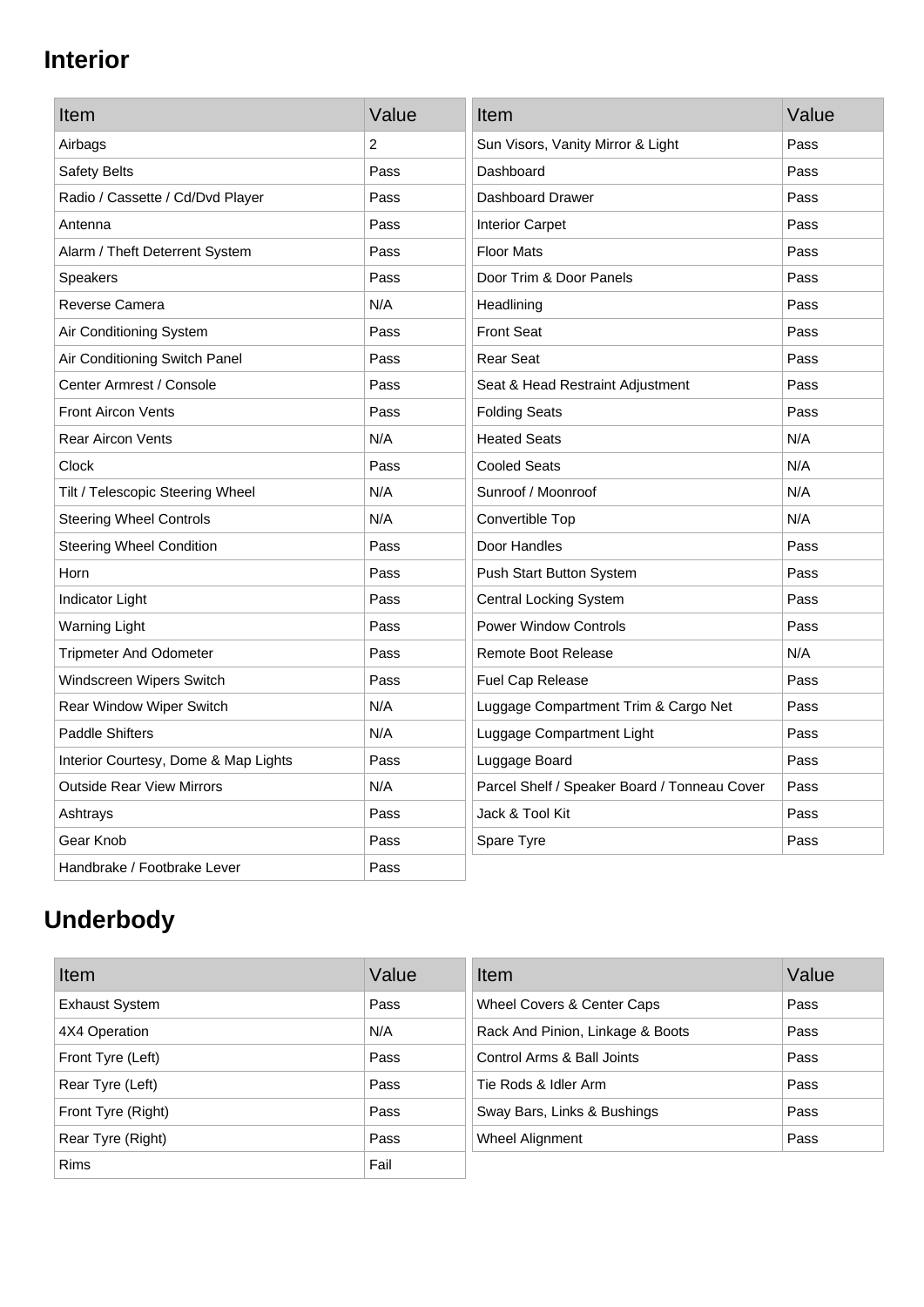## Interior

| Item | Value |
|---|---|
| Airbags | 2 |
| Safety Belts | Pass |
| Radio / Cassette / Cd/Dvd Player | Pass |
| Antenna | Pass |
| Alarm / Theft Deterrent System | Pass |
| Speakers | Pass |
| Reverse Camera | N/A |
| Air Conditioning System | Pass |
| Air Conditioning Switch Panel | Pass |
| Center Armrest / Console | Pass |
| Front Aircon Vents | Pass |
| Rear Aircon Vents | N/A |
| Clock | Pass |
| Tilt / Telescopic Steering Wheel | N/A |
| Steering Wheel Controls | N/A |
| Steering Wheel Condition | Pass |
| Horn | Pass |
| Indicator Light | Pass |
| Warning Light | Pass |
| Tripmeter And Odometer | Pass |
| Windscreen Wipers Switch | Pass |
| Rear Window Wiper Switch | N/A |
| Paddle Shifters | N/A |
| Interior Courtesy, Dome & Map Lights | Pass |
| Outside Rear View Mirrors | N/A |
| Ashtrays | Pass |
| Gear Knob | Pass |
| Handbrake / Footbrake Lever | Pass |

| Item | Value |
|---|---|
| Sun Visors, Vanity Mirror & Light | Pass |
| Dashboard | Pass |
| Dashboard Drawer | Pass |
| Interior Carpet | Pass |
| Floor Mats | Pass |
| Door Trim & Door Panels | Pass |
| Headlining | Pass |
| Front Seat | Pass |
| Rear Seat | Pass |
| Seat & Head Restraint Adjustment | Pass |
| Folding Seats | Pass |
| Heated Seats | N/A |
| Cooled Seats | N/A |
| Sunroof / Moonroof | N/A |
| Convertible Top | N/A |
| Door Handles | Pass |
| Push Start Button System | Pass |
| Central Locking System | Pass |
| Power Window Controls | Pass |
| Remote Boot Release | N/A |
| Fuel Cap Release | Pass |
| Luggage Compartment Trim & Cargo Net | Pass |
| Luggage Compartment Light | Pass |
| Luggage Board | Pass |
| Parcel Shelf / Speaker Board / Tonneau Cover | Pass |
| Jack & Tool Kit | Pass |
| Spare Tyre | Pass |

## Underbody

| Item | Value |
|---|---|
| Exhaust System | Pass |
| 4X4 Operation | N/A |
| Front Tyre (Left) | Pass |
| Rear Tyre (Left) | Pass |
| Front Tyre (Right) | Pass |
| Rear Tyre (Right) | Pass |
| Rims | Fail |

| Item | Value |
|---|---|
| Wheel Covers & Center Caps | Pass |
| Rack And Pinion, Linkage & Boots | Pass |
| Control Arms & Ball Joints | Pass |
| Tie Rods & Idler Arm | Pass |
| Sway Bars, Links & Bushings | Pass |
| Wheel Alignment | Pass |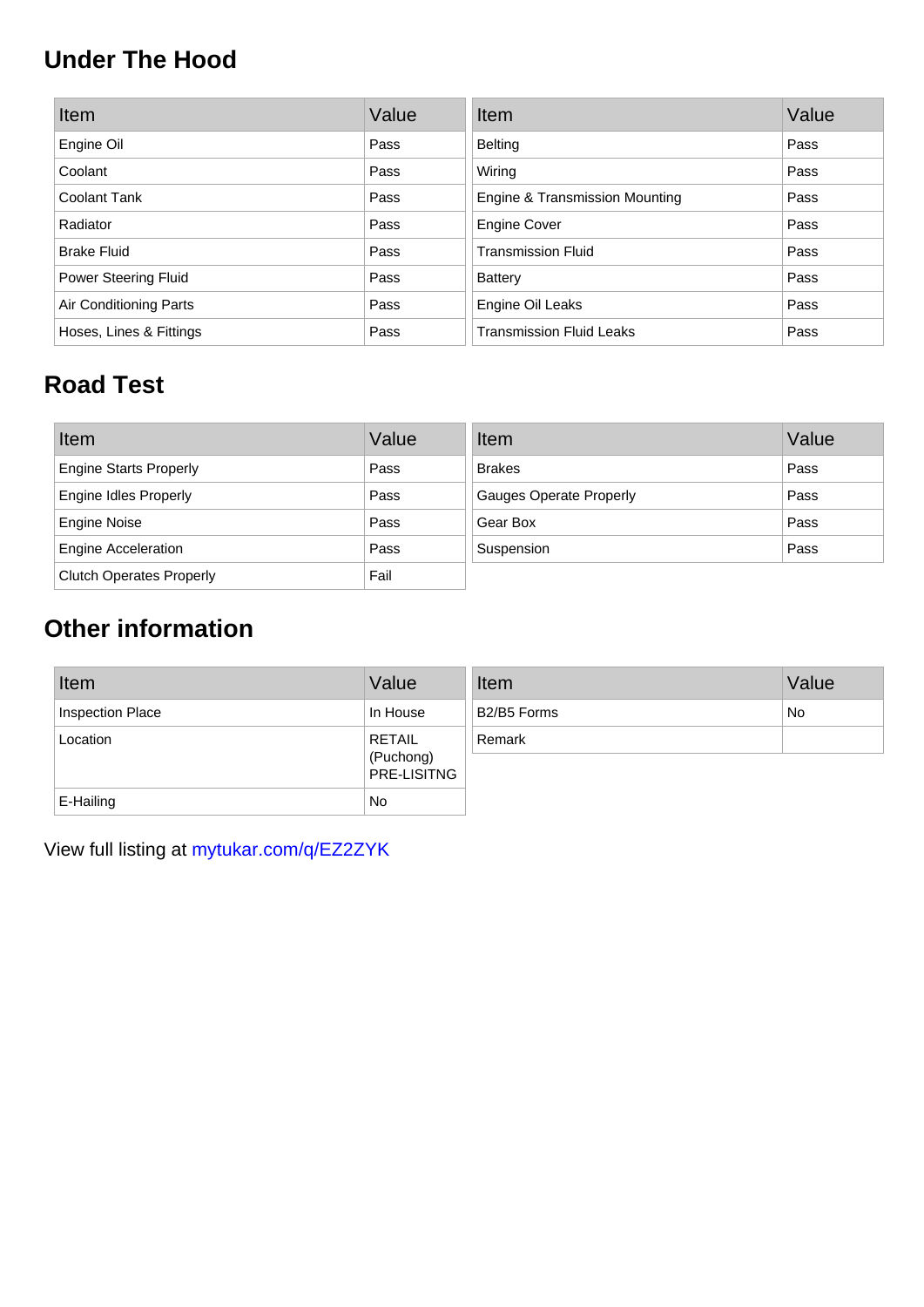## Under The Hood

| Item | Value |
| --- | --- |
| Engine Oil | Pass |
| Coolant | Pass |
| Coolant Tank | Pass |
| Radiator | Pass |
| Brake Fluid | Pass |
| Power Steering Fluid | Pass |
| Air Conditioning Parts | Pass |
| Hoses, Lines & Fittings | Pass |

| Item | Value |
| --- | --- |
| Belting | Pass |
| Wiring | Pass |
| Engine & Transmission Mounting | Pass |
| Engine Cover | Pass |
| Transmission Fluid | Pass |
| Battery | Pass |
| Engine Oil Leaks | Pass |
| Transmission Fluid Leaks | Pass |

## Road Test

| Item | Value |
| --- | --- |
| Engine Starts Properly | Pass |
| Engine Idles Properly | Pass |
| Engine Noise | Pass |
| Engine Acceleration | Pass |
| Clutch Operates Properly | Fail |

| Item | Value |
| --- | --- |
| Brakes | Pass |
| Gauges Operate Properly | Pass |
| Gear Box | Pass |
| Suspension | Pass |

## Other information

| Item | Value |
| --- | --- |
| Inspection Place | In House |
| Location | RETAIL (Puchong) PRE-LISITNG |
| E-Hailing | No |

| Item | Value |
| --- | --- |
| B2/B5 Forms | No |
| Remark | |

View full listing at mytukar.com/q/EZ2ZYK